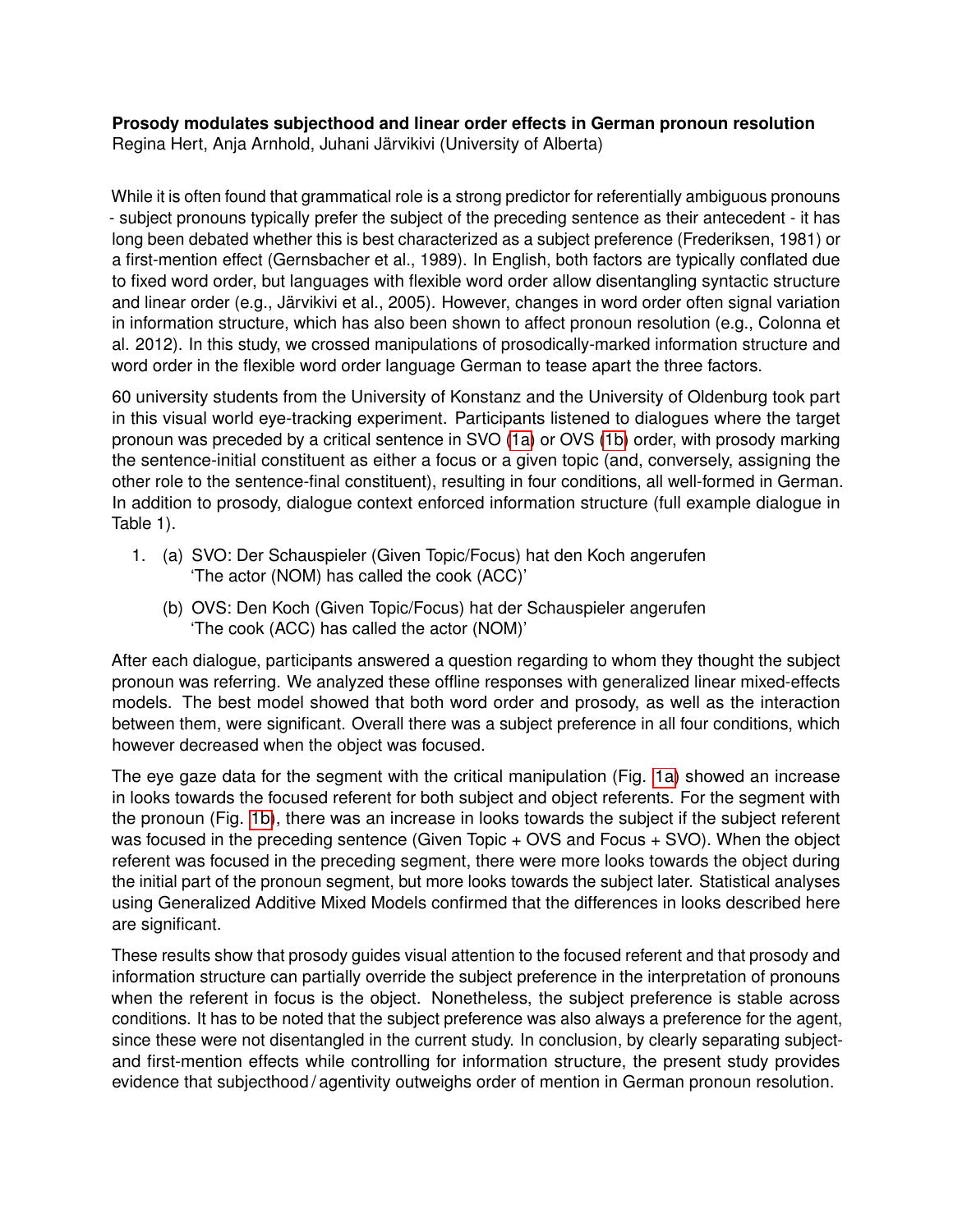**Prosody modulates subjecthood and linear order effects in German pronoun resolution**
Regina Hert, Anja Arnhold, Juhani Järvikivi (University of Alberta)

While it is often found that grammatical role is a strong predictor for referentially ambiguous pronouns - subject pronouns typically prefer the subject of the preceding sentence as their antecedent - it has long been debated whether this is best characterized as a subject preference (Frederiksen, 1981) or a first-mention effect (Gernsbacher et al., 1989). In English, both factors are typically conflated due to fixed word order, but languages with flexible word order allow disentangling syntactic structure and linear order (e.g., Järvikivi et al., 2005). However, changes in word order often signal variation in information structure, which has also been shown to affect pronoun resolution (e.g., Colonna et al. 2012). In this study, we crossed manipulations of prosodically-marked information structure and word order in the flexible word order language German to tease apart the three factors.

60 university students from the University of Konstanz and the University of Oldenburg took part in this visual world eye-tracking experiment. Participants listened to dialogues where the target pronoun was preceded by a critical sentence in SVO (1a) or OVS (1b) order, with prosody marking the sentence-initial constituent as either a focus or a given topic (and, conversely, assigning the other role to the sentence-final constituent), resulting in four conditions, all well-formed in German. In addition to prosody, dialogue context enforced information structure (full example dialogue in Table 1).

1. (a) SVO: Der Schauspieler (Given Topic/Focus) hat den Koch angerufen
   'The actor (NOM) has called the cook (ACC)'

   (b) OVS: Den Koch (Given Topic/Focus) hat der Schauspieler angerufen
   'The cook (ACC) has called the actor (NOM)'

After each dialogue, participants answered a question regarding to whom they thought the subject pronoun was referring. We analyzed these offline responses with generalized linear mixed-effects models. The best model showed that both word order and prosody, as well as the interaction between them, were significant. Overall there was a subject preference in all four conditions, which however decreased when the object was focused.

The eye gaze data for the segment with the critical manipulation (Fig. 1a) showed an increase in looks towards the focused referent for both subject and object referents. For the segment with the pronoun (Fig. 1b), there was an increase in looks towards the subject if the subject referent was focused in the preceding sentence (Given Topic + OVS and Focus + SVO). When the object referent was focused in the preceding segment, there were more looks towards the object during the initial part of the pronoun segment, but more looks towards the subject later. Statistical analyses using Generalized Additive Mixed Models confirmed that the differences in looks described here are significant.

These results show that prosody guides visual attention to the focused referent and that prosody and information structure can partially override the subject preference in the interpretation of pronouns when the referent in focus is the object. Nonetheless, the subject preference is stable across conditions. It has to be noted that the subject preference was also always a preference for the agent, since these were not disentangled in the current study. In conclusion, by clearly separating subject- and first-mention effects while controlling for information structure, the present study provides evidence that subjecthood / agentivity outweighs order of mention in German pronoun resolution.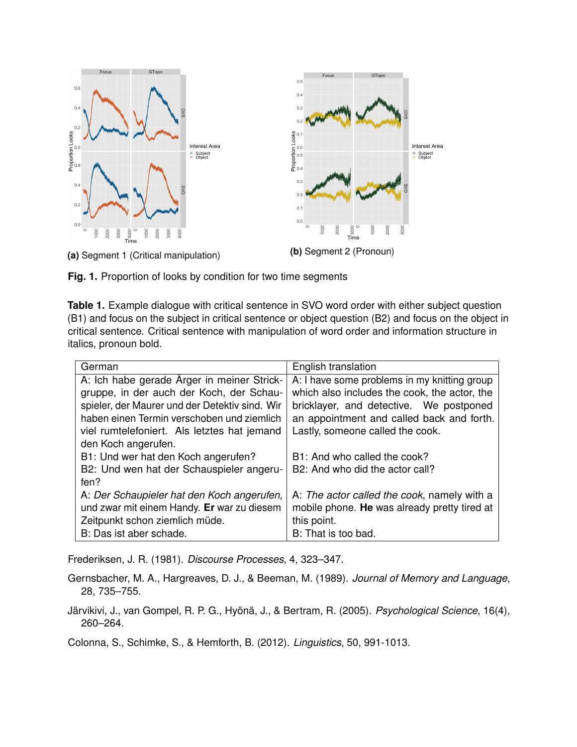Focus
GTopic
0.6
0.4
0.2
0.0
0.6
0.4
0.2
0.0
Proportion Looks
OVS
SVO
Interest Area
Subject
Object
0
1000
2000
3000
4000
0
1000
2000
3000
4000
Time

(a) Segment 1 (Critical manipulation)

Focus
GTopic
0.5
0.4
0.3
0.2
0.1
0.0
0.5
0.4
0.3
0.2
0.1
0.0
Proportion Looks
OVS
SVO
Interest Area
Subject
Object
0
1000
2000
3000
0
1000
2000
3000
Time

(b) Segment 2 (Pronoun)

**Fig. 1.** Proportion of looks by condition for two time segments

**Table 1.** Example dialogue with critical sentence in SVO word order with either subject question (B1) and focus on the subject in critical sentence or object question (B2) and focus on the object in critical sentence. Critical sentence with manipulation of word order and information structure in italics, pronoun bold.

| German | English translation |
|---|---|
| A: Ich habe gerade Ärger in meiner Strickgruppe, in der auch der Koch, der Schauspieler, der Maurer und der Detektiv sind. Wir haben einen Termin verschoben und ziemlich viel rumtelefoniert. Als letztes hat jemand den Koch angerufen. | A: I have some problems in my knitting group which also includes the cook, the actor, the bricklayer, and detective. We postponed an appointment and called back and forth. Lastly, someone called the cook. |
| B1: Und wer hat den Koch angerufen? | B1: And who called the cook? |
| B2: Und wen hat der Schauspieler angerufen? | B2: And who did the actor call? |
| A: *Der Schaupieler hat den Koch angerufen*, und zwar mit einem Handy. **Er** war zu diesem Zeitpunkt schon ziemlich müde. | A: *The actor called the cook*, namely with a mobile phone. **He** was already pretty tired at this point. |
| B: Das ist aber schade. | B: That is too bad. |

Frederiksen, J. R. (1981). *Discourse Processes*, 4, 323–347.

Gernsbacher, M. A., Hargreaves, D. J., & Beeman, M. (1989). *Journal of Memory and Language*, 28, 735–755.

Järvikivi, J., van Gompel, R. P. G., Hyönä, J., & Bertram, R. (2005). *Psychological Science*, 16(4), 260–264.

Colonna, S., Schimke, S., & Hemforth, B. (2012). *Linguistics*, 50, 991-1013.